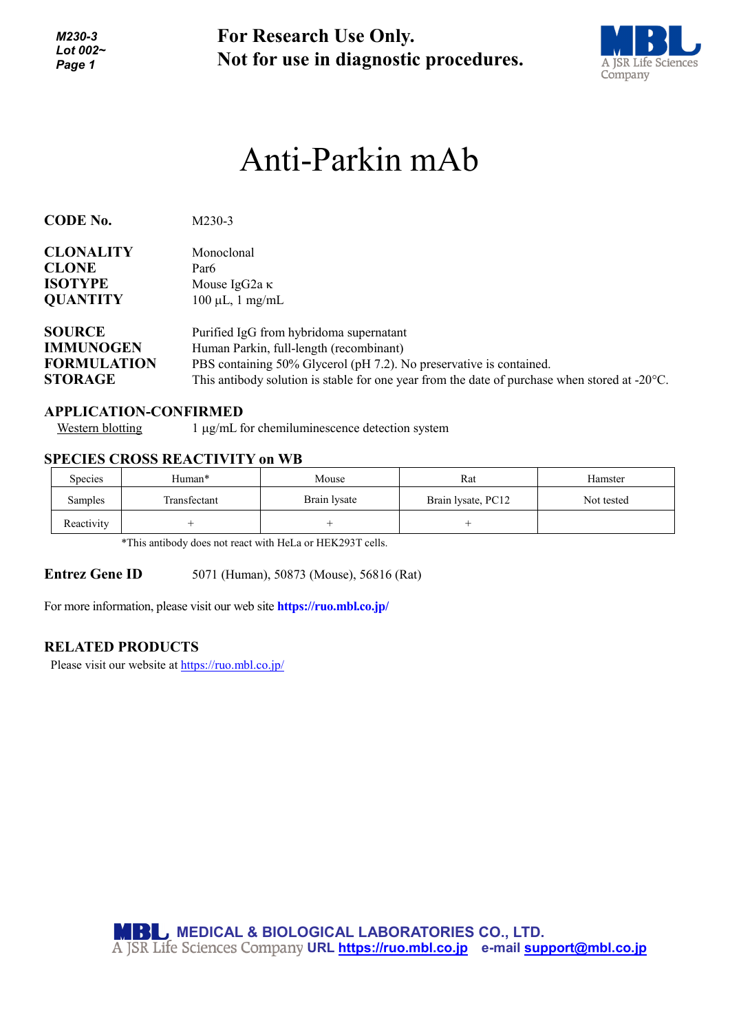For Research Use Only.
Not for use in diagnostic procedures.

# Anti-Parkin mAb

**CODE No.** M230-3

**CLONALITY** Monoclonal
**CLONE** Par6
**ISOTYPE** Mouse IgG2a κ
**QUANTITY** 100 µL, 1 mg/mL

**SOURCE** Purified IgG from hybridoma supernatant
**IMMUNOGEN** Human Parkin, full-length (recombinant)
**FORMULATION** PBS containing 50% Glycerol (pH 7.2). No preservative is contained.
**STORAGE** This antibody solution is stable for one year from the date of purchase when stored at -20°C.

## APPLICATION-CONFIRMED

Western blotting 1 µg/mL for chemiluminescence detection system

## SPECIES CROSS REACTIVITY on WB

| Species | Human* | Mouse | Rat | Hamster |
|---|---|---|---|---|
| Samples | Transfectant | Brain lysate | Brain lysate, PC12 | Not tested |
| Reactivity | + | + | + | |

*This antibody does not react with HeLa or HEK293T cells.

**Entrez Gene ID** 5071 (Human), 50873 (Mouse), 56816 (Rat)

For more information, please visit our web site **https://ruo.mbl.co.jp/**

## RELATED PRODUCTS

Please visit our website at https://ruo.mbl.co.jp/

MEDICAL & BIOLOGICAL LABORATORIES CO., LTD.
A JSR Life Sciences Company URL https://ruo.mbl.co.jp e-mail support@mbl.co.jp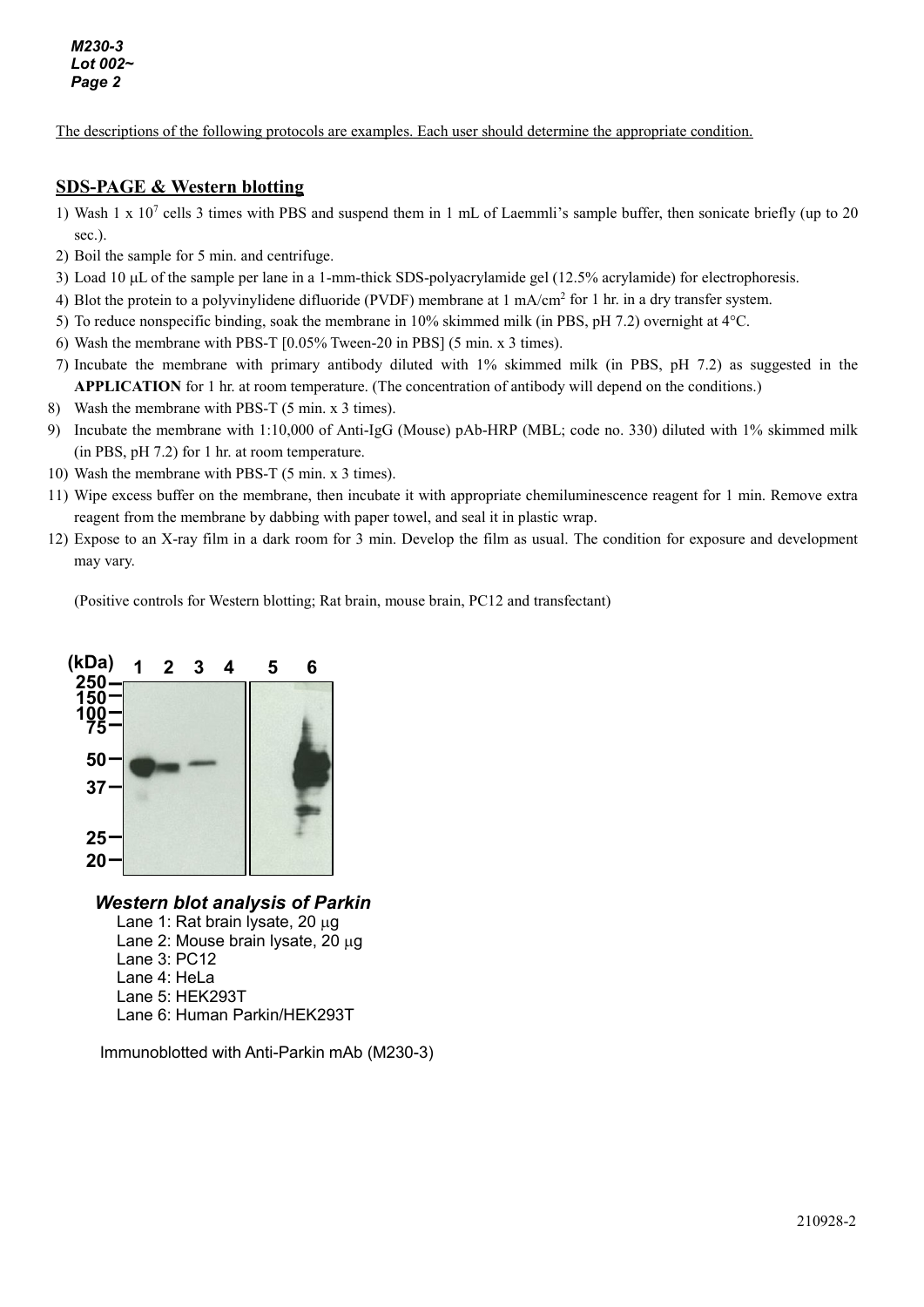The descriptions of the following protocols are examples. Each user should determine the appropriate condition.

## SDS-PAGE & Western blotting

1) Wash 1 x $10^7$ cells 3 times with PBS and suspend them in 1 mL of Laemmli's sample buffer, then sonicate briefly (up to 20 sec.).
2) Boil the sample for 5 min. and centrifuge.
3) Load 10 µL of the sample per lane in a 1-mm-thick SDS-polyacrylamide gel (12.5% acrylamide) for electrophoresis.
4) Blot the protein to a polyvinylidene difluoride (PVDF) membrane at 1 mA/$cm^2$ for 1 hr. in a dry transfer system.
5) To reduce nonspecific binding, soak the membrane in 10% skimmed milk (in PBS, pH 7.2) overnight at 4°C.
6) Wash the membrane with PBS-T [0.05% Tween-20 in PBS] (5 min. x 3 times).
7) Incubate the membrane with primary antibody diluted with 1% skimmed milk (in PBS, pH 7.2) as suggested in the **APPLICATION** for 1 hr. at room temperature. (The concentration of antibody will depend on the conditions.)
8) Wash the membrane with PBS-T (5 min. x 3 times).
9) Incubate the membrane with 1:10,000 of Anti-IgG (Mouse) pAb-HRP (MBL; code no. 330) diluted with 1% skimmed milk (in PBS, pH 7.2) for 1 hr. at room temperature.
10) Wash the membrane with PBS-T (5 min. x 3 times).
11) Wipe excess buffer on the membrane, then incubate it with appropriate chemiluminescence reagent for 1 min. Remove extra reagent from the membrane by dabbing with paper towel, and seal it in plastic wrap.
12) Expose to an X-ray film in a dark room for 3 min. Develop the film as usual. The condition for exposure and development may vary.

(Positive controls for Western blotting; Rat brain, mouse brain, PC12 and transfectant)

(kDa) 1 2 3 4 5 6

250
150
100
75
50
37
25
20

***Western blot analysis of Parkin***

Lane 1: Rat brain lysate, 20 µg
Lane 2: Mouse brain lysate, 20 µg
Lane 3: PC12
Lane 4: HeLa
Lane 5: HEK293T
Lane 6: Human Parkin/HEK293T

Immunoblotted with Anti-Parkin mAb (M230-3)